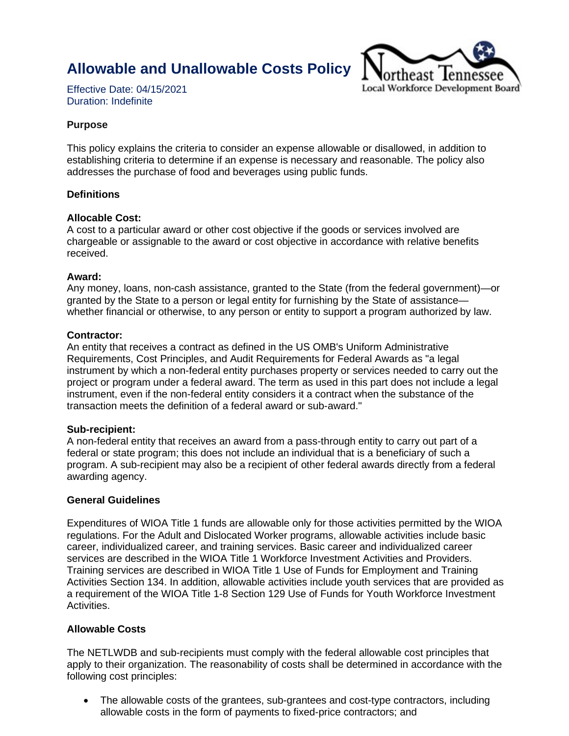# Allowable and Unallowable Costs Policy

Effective Date: 04/15/2021
Duration: Indefinite

**Purpose**

This policy explains the criteria to consider an expense allowable or disallowed, in addition to establishing criteria to determine if an expense is necessary and reasonable. The policy also addresses the purchase of food and beverages using public funds.

**Definitions**

**Allocable Cost:**
A cost to a particular award or other cost objective if the goods or services involved are chargeable or assignable to the award or cost objective in accordance with relative benefits received.

**Award:**
Any money, loans, non-cash assistance, granted to the State (from the federal government)—or granted by the State to a person or legal entity for furnishing by the State of assistance—whether financial or otherwise, to any person or entity to support a program authorized by law.

**Contractor:**
An entity that receives a contract as defined in the US OMB's Uniform Administrative Requirements, Cost Principles, and Audit Requirements for Federal Awards as "a legal instrument by which a non-federal entity purchases property or services needed to carry out the project or program under a federal award. The term as used in this part does not include a legal instrument, even if the non-federal entity considers it a contract when the substance of the transaction meets the definition of a federal award or sub-award."

**Sub-recipient:**
A non-federal entity that receives an award from a pass-through entity to carry out part of a federal or state program; this does not include an individual that is a beneficiary of such a program. A sub-recipient may also be a recipient of other federal awards directly from a federal awarding agency.

**General Guidelines**

Expenditures of WIOA Title 1 funds are allowable only for those activities permitted by the WIOA regulations. For the Adult and Dislocated Worker programs, allowable activities include basic career, individualized career, and training services. Basic career and individualized career services are described in the WIOA Title 1 Workforce Investment Activities and Providers. Training services are described in WIOA Title 1 Use of Funds for Employment and Training Activities Section 134. In addition, allowable activities include youth services that are provided as a requirement of the WIOA Title 1-8 Section 129 Use of Funds for Youth Workforce Investment Activities.

**Allowable Costs**

The NETLWDB and sub-recipients must comply with the federal allowable cost principles that apply to their organization. The reasonability of costs shall be determined in accordance with the following cost principles:

- The allowable costs of the grantees, sub-grantees and cost-type contractors, including allowable costs in the form of payments to fixed-price contractors; and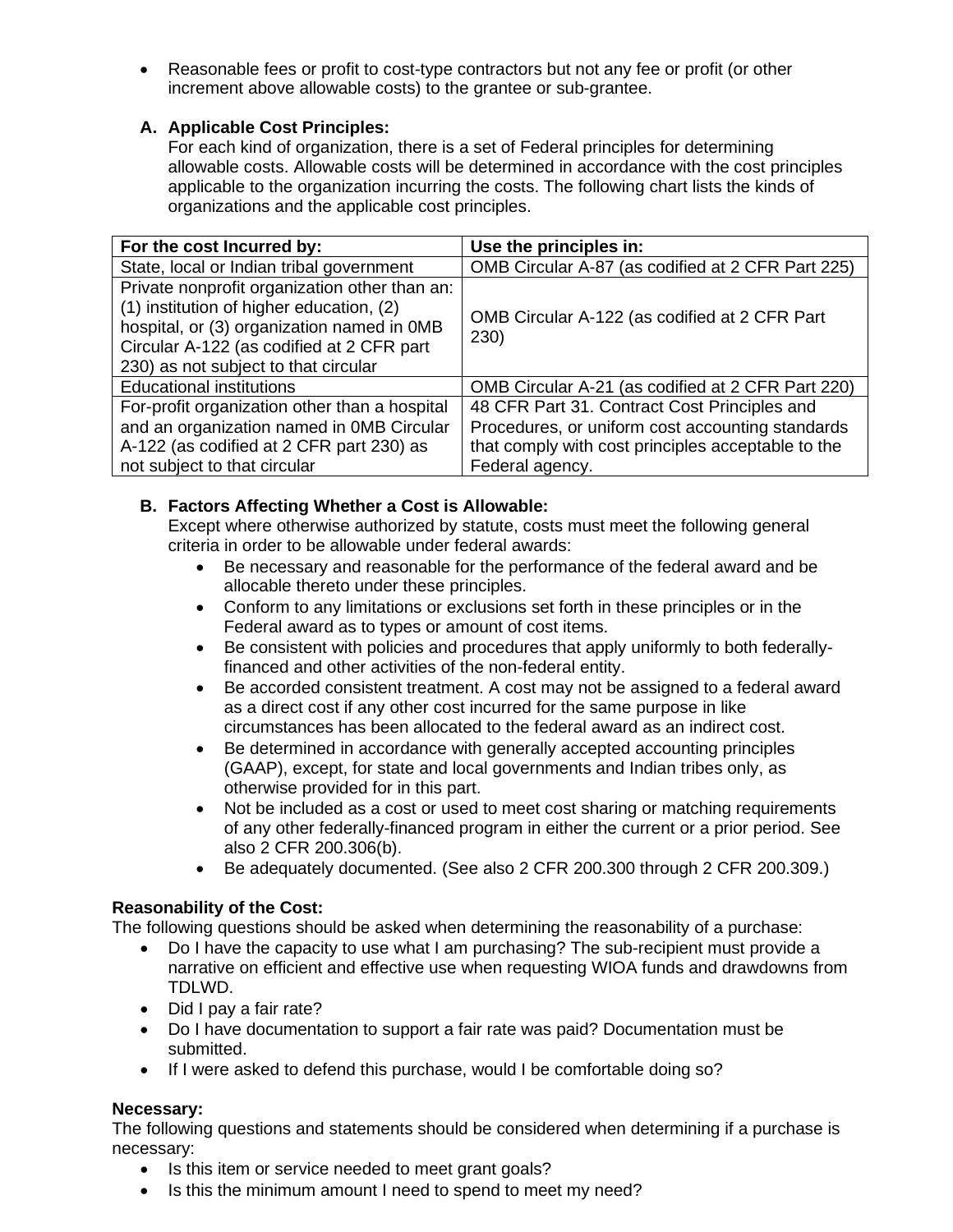- Reasonable fees or profit to cost-type contractors but not any fee or profit (or other increment above allowable costs) to the grantee or sub-grantee.

**A. Applicable Cost Principles:**

For each kind of organization, there is a set of Federal principles for determining allowable costs. Allowable costs will be determined in accordance with the cost principles applicable to the organization incurring the costs. The following chart lists the kinds of organizations and the applicable cost principles.

| For the cost Incurred by: | Use the principles in: |
| --- | --- |
| State, local or Indian tribal government | OMB Circular A-87 (as codified at 2 CFR Part 225) |
| Private nonprofit organization other than an: (1) institution of higher education, (2) hospital, or (3) organization named in 0MB Circular A-122 (as codified at 2 CFR part 230) as not subject to that circular | OMB Circular A-122 (as codified at 2 CFR Part 230) |
| Educational institutions | OMB Circular A-21 (as codified at 2 CFR Part 220) |
| For-profit organization other than a hospital and an organization named in 0MB Circular A-122 (as codified at 2 CFR part 230) as not subject to that circular | 48 CFR Part 31. Contract Cost Principles and Procedures, or uniform cost accounting standards that comply with cost principles acceptable to the Federal agency. |

**B. Factors Affecting Whether a Cost is Allowable:**

Except where otherwise authorized by statute, costs must meet the following general criteria in order to be allowable under federal awards:

- Be necessary and reasonable for the performance of the federal award and be allocable thereto under these principles.
- Conform to any limitations or exclusions set forth in these principles or in the Federal award as to types or amount of cost items.
- Be consistent with policies and procedures that apply uniformly to both federally-financed and other activities of the non-federal entity.
- Be accorded consistent treatment. A cost may not be assigned to a federal award as a direct cost if any other cost incurred for the same purpose in like circumstances has been allocated to the federal award as an indirect cost.
- Be determined in accordance with generally accepted accounting principles (GAAP), except, for state and local governments and Indian tribes only, as otherwise provided for in this part.
- Not be included as a cost or used to meet cost sharing or matching requirements of any other federally-financed program in either the current or a prior period. See also 2 CFR 200.306(b).
- Be adequately documented. (See also 2 CFR 200.300 through 2 CFR 200.309.)

**Reasonability of the Cost:**

The following questions should be asked when determining the reasonability of a purchase:

- Do I have the capacity to use what I am purchasing? The sub-recipient must provide a narrative on efficient and effective use when requesting WIOA funds and drawdowns from TDLWD.
- Did I pay a fair rate?
- Do I have documentation to support a fair rate was paid? Documentation must be submitted.
- If I were asked to defend this purchase, would I be comfortable doing so?

**Necessary:**

The following questions and statements should be considered when determining if a purchase is necessary:

- Is this item or service needed to meet grant goals?
- Is this the minimum amount I need to spend to meet my need?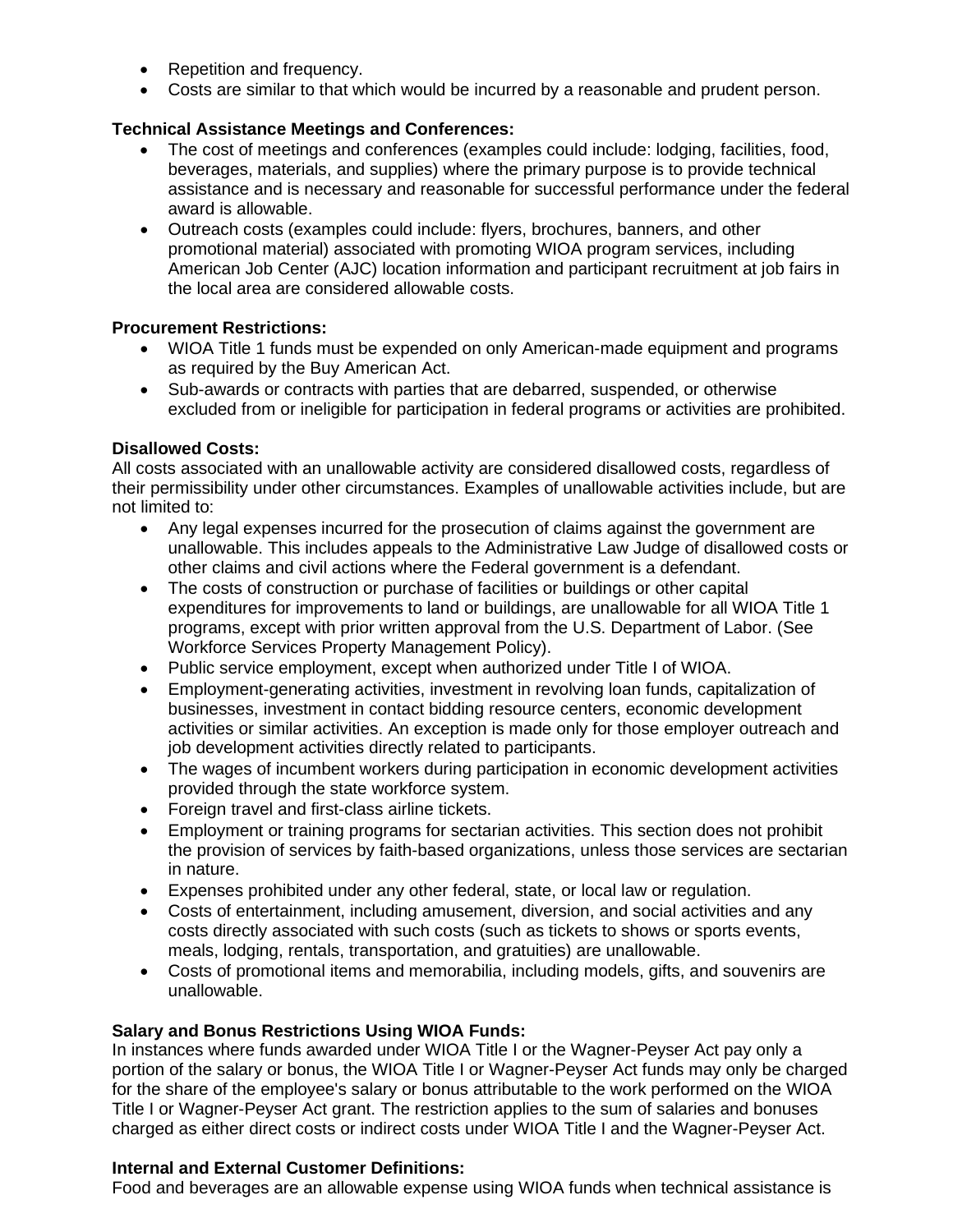- Repetition and frequency.
- Costs are similar to that which would be incurred by a reasonable and prudent person.

**Technical Assistance Meetings and Conferences:**

- The cost of meetings and conferences (examples could include: lodging, facilities, food, beverages, materials, and supplies) where the primary purpose is to provide technical assistance and is necessary and reasonable for successful performance under the federal award is allowable.
- Outreach costs (examples could include: flyers, brochures, banners, and other promotional material) associated with promoting WIOA program services, including American Job Center (AJC) location information and participant recruitment at job fairs in the local area are considered allowable costs.

**Procurement Restrictions:**

- WIOA Title 1 funds must be expended on only American-made equipment and programs as required by the Buy American Act.
- Sub-awards or contracts with parties that are debarred, suspended, or otherwise excluded from or ineligible for participation in federal programs or activities are prohibited.

**Disallowed Costs:**

All costs associated with an unallowable activity are considered disallowed costs, regardless of their permissibility under other circumstances. Examples of unallowable activities include, but are not limited to:

- Any legal expenses incurred for the prosecution of claims against the government are unallowable. This includes appeals to the Administrative Law Judge of disallowed costs or other claims and civil actions where the Federal government is a defendant.
- The costs of construction or purchase of facilities or buildings or other capital expenditures for improvements to land or buildings, are unallowable for all WIOA Title 1 programs, except with prior written approval from the U.S. Department of Labor. (See Workforce Services Property Management Policy).
- Public service employment, except when authorized under Title I of WIOA.
- Employment-generating activities, investment in revolving loan funds, capitalization of businesses, investment in contact bidding resource centers, economic development activities or similar activities. An exception is made only for those employer outreach and job development activities directly related to participants.
- The wages of incumbent workers during participation in economic development activities provided through the state workforce system.
- Foreign travel and first-class airline tickets.
- Employment or training programs for sectarian activities. This section does not prohibit the provision of services by faith-based organizations, unless those services are sectarian in nature.
- Expenses prohibited under any other federal, state, or local law or regulation.
- Costs of entertainment, including amusement, diversion, and social activities and any costs directly associated with such costs (such as tickets to shows or sports events, meals, lodging, rentals, transportation, and gratuities) are unallowable.
- Costs of promotional items and memorabilia, including models, gifts, and souvenirs are unallowable.

**Salary and Bonus Restrictions Using WIOA Funds:**

In instances where funds awarded under WIOA Title I or the Wagner-Peyser Act pay only a portion of the salary or bonus, the WIOA Title I or Wagner-Peyser Act funds may only be charged for the share of the employee's salary or bonus attributable to the work performed on the WIOA Title I or Wagner-Peyser Act grant. The restriction applies to the sum of salaries and bonuses charged as either direct costs or indirect costs under WIOA Title I and the Wagner-Peyser Act.

**Internal and External Customer Definitions:**

Food and beverages are an allowable expense using WIOA funds when technical assistance is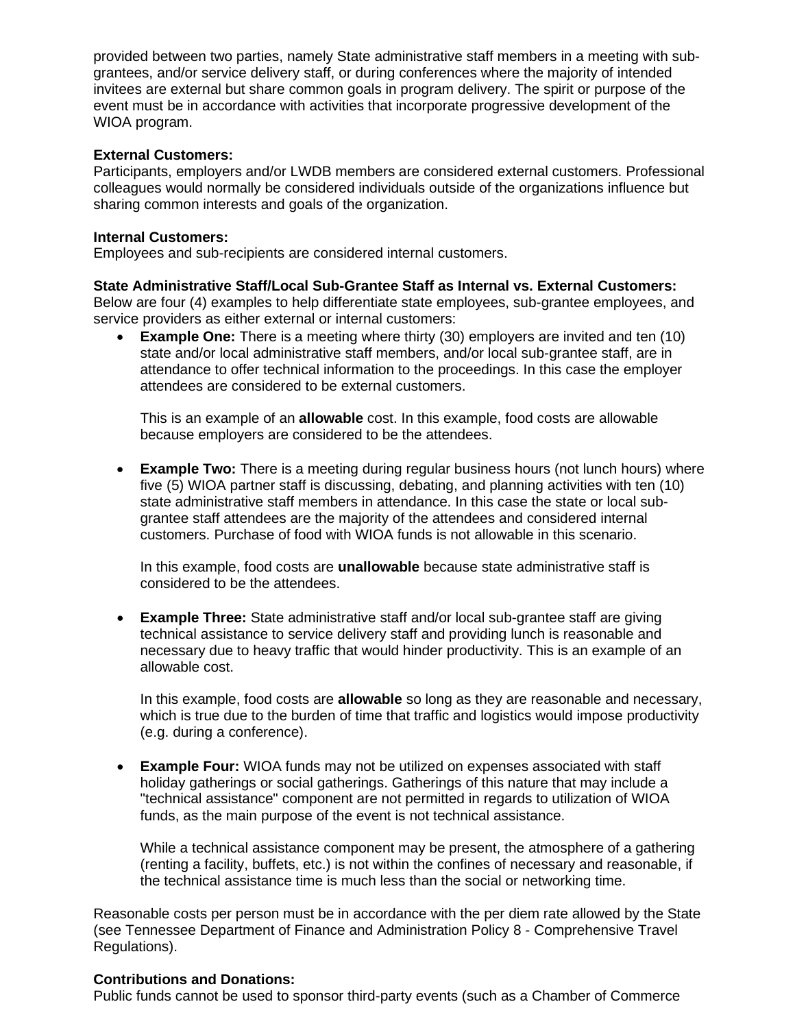provided between two parties, namely State administrative staff members in a meeting with sub-grantees, and/or service delivery staff, or during conferences where the majority of intended invitees are external but share common goals in program delivery. The spirit or purpose of the event must be in accordance with activities that incorporate progressive development of the WIOA program.

**External Customers:**
Participants, employers and/or LWDB members are considered external customers. Professional colleagues would normally be considered individuals outside of the organizations influence but sharing common interests and goals of the organization.

**Internal Customers:**
Employees and sub-recipients are considered internal customers.

**State Administrative Staff/Local Sub-Grantee Staff as Internal vs. External Customers:**
Below are four (4) examples to help differentiate state employees, sub-grantee employees, and service providers as either external or internal customers:

- **Example One:** There is a meeting where thirty (30) employers are invited and ten (10) state and/or local administrative staff members, and/or local sub-grantee staff, are in attendance to offer technical information to the proceedings. In this case the employer attendees are considered to be external customers.

  This is an example of an **allowable** cost. In this example, food costs are allowable because employers are considered to be the attendees.

- **Example Two:** There is a meeting during regular business hours (not lunch hours) where five (5) WIOA partner staff is discussing, debating, and planning activities with ten (10) state administrative staff members in attendance. In this case the state or local sub-grantee staff attendees are the majority of the attendees and considered internal customers. Purchase of food with WIOA funds is not allowable in this scenario.

  In this example, food costs are **unallowable** because state administrative staff is considered to be the attendees.

- **Example Three:** State administrative staff and/or local sub-grantee staff are giving technical assistance to service delivery staff and providing lunch is reasonable and necessary due to heavy traffic that would hinder productivity. This is an example of an allowable cost.

  In this example, food costs are **allowable** so long as they are reasonable and necessary, which is true due to the burden of time that traffic and logistics would impose productivity (e.g. during a conference).

- **Example Four:** WIOA funds may not be utilized on expenses associated with staff holiday gatherings or social gatherings. Gatherings of this nature that may include a "technical assistance" component are not permitted in regards to utilization of WIOA funds, as the main purpose of the event is not technical assistance.

  While a technical assistance component may be present, the atmosphere of a gathering (renting a facility, buffets, etc.) is not within the confines of necessary and reasonable, if the technical assistance time is much less than the social or networking time.

Reasonable costs per person must be in accordance with the per diem rate allowed by the State (see Tennessee Department of Finance and Administration Policy 8 - Comprehensive Travel Regulations).

**Contributions and Donations:**
Public funds cannot be used to sponsor third-party events (such as a Chamber of Commerce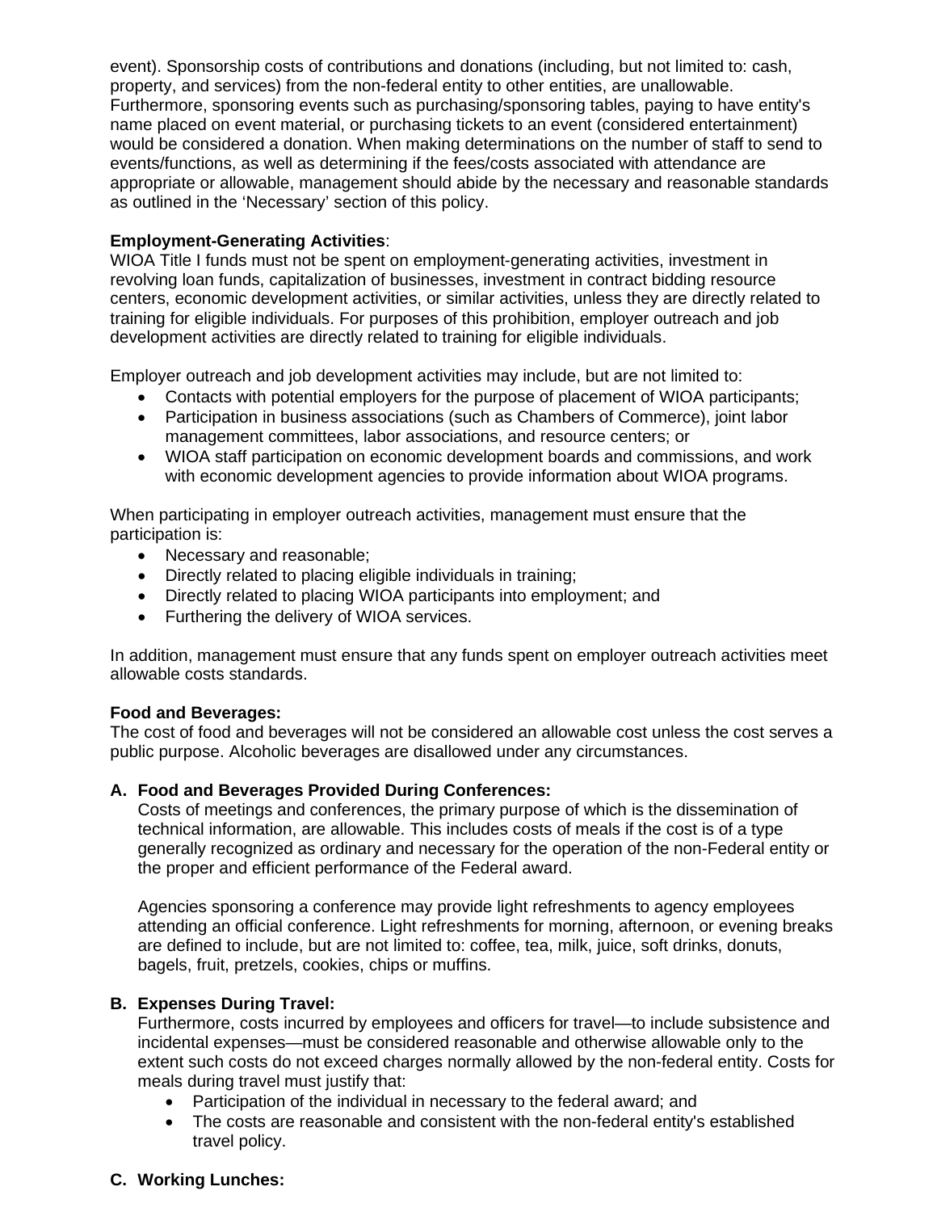event). Sponsorship costs of contributions and donations (including, but not limited to: cash, property, and services) from the non-federal entity to other entities, are unallowable. Furthermore, sponsoring events such as purchasing/sponsoring tables, paying to have entity's name placed on event material, or purchasing tickets to an event (considered entertainment) would be considered a donation. When making determinations on the number of staff to send to events/functions, as well as determining if the fees/costs associated with attendance are appropriate or allowable, management should abide by the necessary and reasonable standards as outlined in the 'Necessary' section of this policy.

**Employment-Generating Activities**:
WIOA Title I funds must not be spent on employment-generating activities, investment in revolving loan funds, capitalization of businesses, investment in contract bidding resource centers, economic development activities, or similar activities, unless they are directly related to training for eligible individuals. For purposes of this prohibition, employer outreach and job development activities are directly related to training for eligible individuals.

Employer outreach and job development activities may include, but are not limited to:

- Contacts with potential employers for the purpose of placement of WIOA participants;
- Participation in business associations (such as Chambers of Commerce), joint labor management committees, labor associations, and resource centers; or
- WIOA staff participation on economic development boards and commissions, and work with economic development agencies to provide information about WIOA programs.

When participating in employer outreach activities, management must ensure that the participation is:

- Necessary and reasonable;
- Directly related to placing eligible individuals in training;
- Directly related to placing WIOA participants into employment; and
- Furthering the delivery of WIOA services.

In addition, management must ensure that any funds spent on employer outreach activities meet allowable costs standards.

**Food and Beverages:**
The cost of food and beverages will not be considered an allowable cost unless the cost serves a public purpose. Alcoholic beverages are disallowed under any circumstances.

**A. Food and Beverages Provided During Conferences:**

Costs of meetings and conferences, the primary purpose of which is the dissemination of technical information, are allowable. This includes costs of meals if the cost is of a type generally recognized as ordinary and necessary for the operation of the non-Federal entity or the proper and efficient performance of the Federal award.

Agencies sponsoring a conference may provide light refreshments to agency employees attending an official conference. Light refreshments for morning, afternoon, or evening breaks are defined to include, but are not limited to: coffee, tea, milk, juice, soft drinks, donuts, bagels, fruit, pretzels, cookies, chips or muffins.

**B. Expenses During Travel:**

Furthermore, costs incurred by employees and officers for travel—to include subsistence and incidental expenses—must be considered reasonable and otherwise allowable only to the extent such costs do not exceed charges normally allowed by the non-federal entity. Costs for meals during travel must justify that:

- Participation of the individual in necessary to the federal award; and
- The costs are reasonable and consistent with the non-federal entity's established travel policy.

**C. Working Lunches:**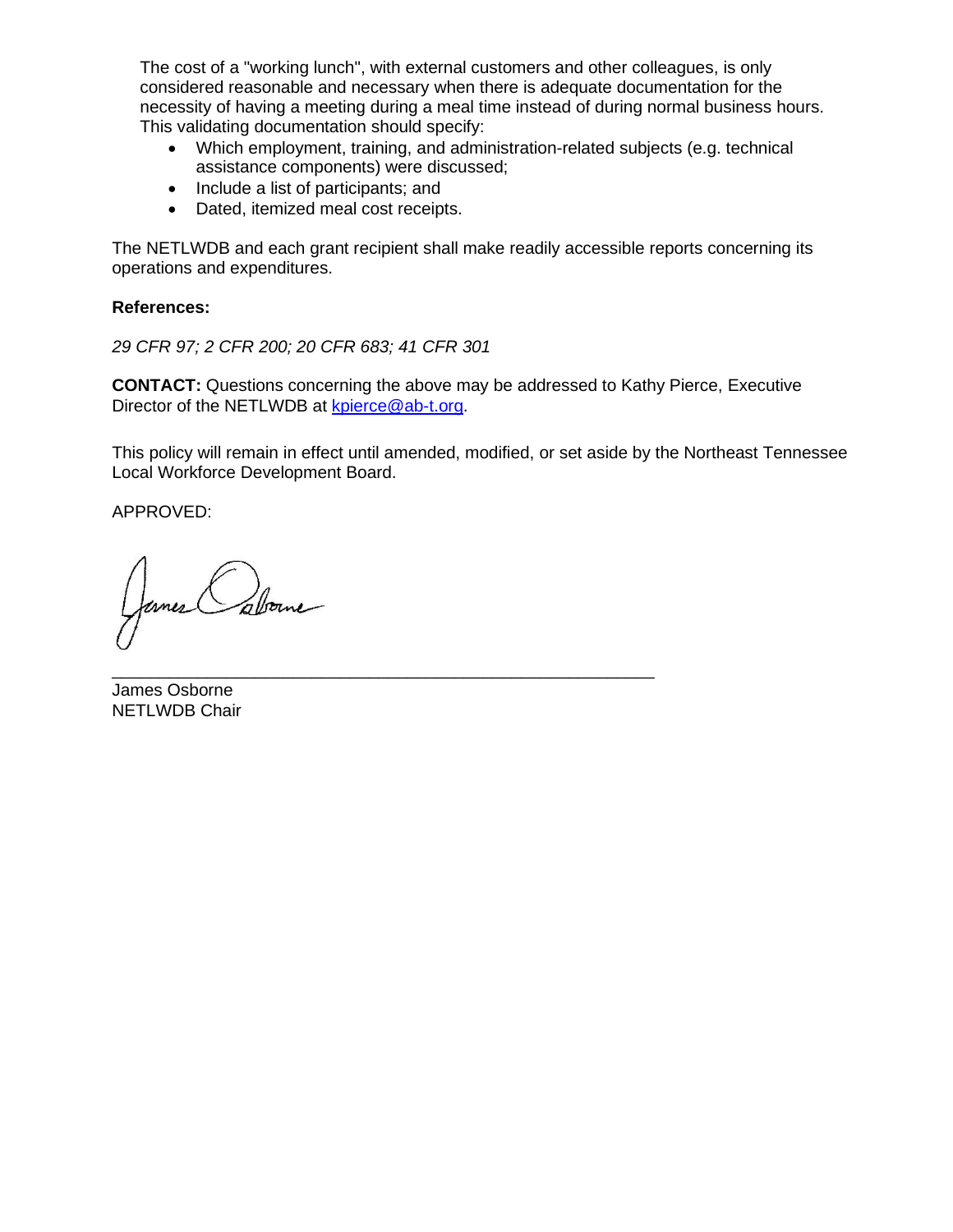The cost of a "working lunch", with external customers and other colleagues, is only considered reasonable and necessary when there is adequate documentation for the necessity of having a meeting during a meal time instead of during normal business hours. This validating documentation should specify:

- Which employment, training, and administration-related subjects (e.g. technical assistance components) were discussed;
- Include a list of participants; and
- Dated, itemized meal cost receipts.

The NETLWDB and each grant recipient shall make readily accessible reports concerning its operations and expenditures.

**References:**

*29 CFR 97; 2 CFR 200; 20 CFR 683; 41 CFR 301*

**CONTACT:** Questions concerning the above may be addressed to Kathy Pierce, Executive Director of the NETLWDB at [kpierce@ab-t.org](mailto:kpierce@ab-t.org).

This policy will remain in effect until amended, modified, or set aside by the Northeast Tennessee Local Workforce Development Board.

APPROVED:

James Osborne
NETLWDB Chair